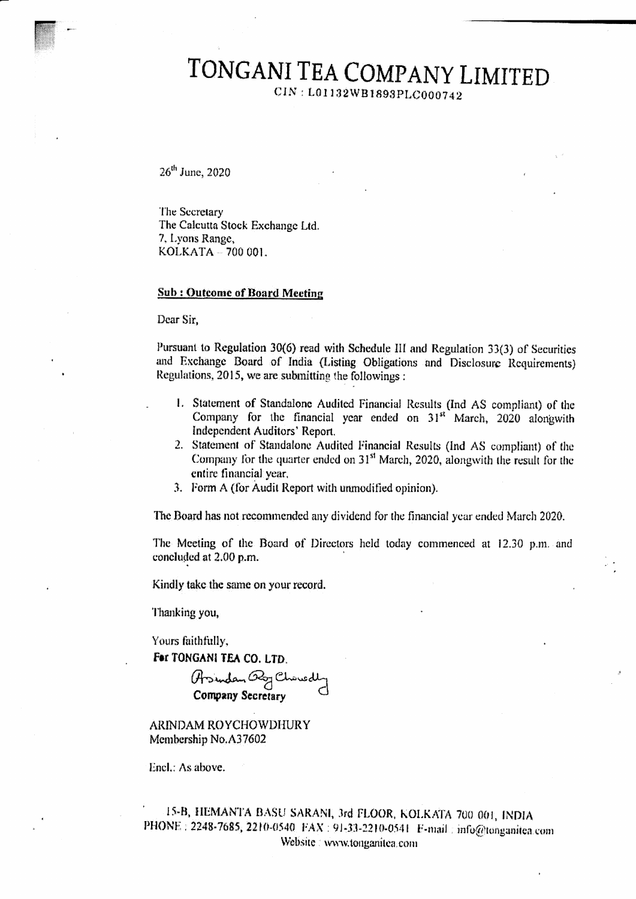# TONGANI TEA COMPANY LIMITED

CIN : L01132WB1893PLC000742

26th June, 2020

The Secretary
The Calcutta Stock Exchange Ltd.
7, Lyons Range,
KOLKATA – 700 001.

**Sub : Outcome of Board Meeting**

Dear Sir,

Pursuant to Regulation 30(6) read with Schedule III and Regulation 33(3) of Securities and Exchange Board of India (Listing Obligations and Disclosure Requirements) Regulations, 2015, we are submitting the followings :

1. Statement of Standalone Audited Financial Results (Ind AS compliant) of the Company for the financial year ended on 31st March, 2020 alongwith Independent Auditors' Report.
2. Statement of Standalone Audited Financial Results (Ind AS compliant) of the Company for the quarter ended on 31st March, 2020, alongwith the result for the entire financial year.
3. Form A (for Audit Report with unmodified opinion).

The Board has not recommended any dividend for the financial year ended March 2020.

The Meeting of the Board of Directors held today commenced at 12.30 p.m. and concluded at 2.00 p.m.

Kindly take the same on your record.

Thanking you,

Yours faithfully,

**For TONGANI TEA CO. LTD.**

Arindam Roy Chowdhury

**Company Secretary**

ARINDAM ROYCHOWDHURY
Membership No.A37602

Encl.: As above.

15-B, HEMANTA BASU SARANI, 3rd FLOOR, KOLKATA 700 001, INDIA
PHONE : 2248-7685, 2210-0540 FAX : 91-33-2210-0541 E-mail : info@tonganitea.com
Website : www.tonganitea.com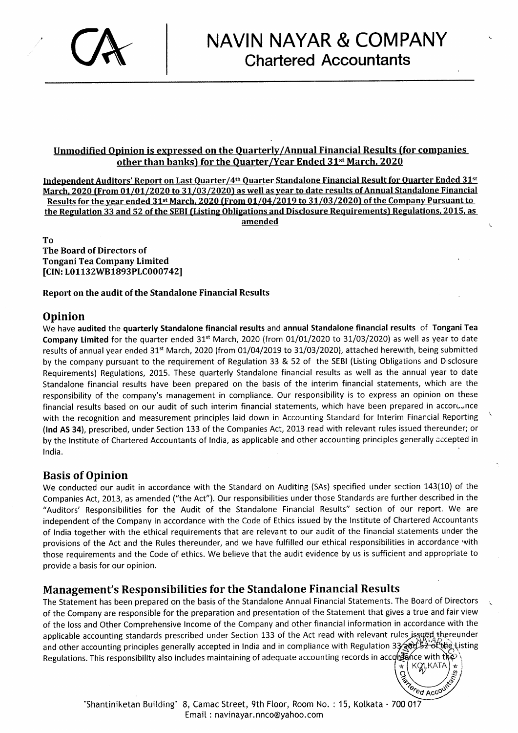# NAVIN NAYAR & COMPANY
## Chartered Accountants

**Unmodified Opinion is expressed on the Quarterly/Annual Financial Results (for companies other than banks) for the Quarter/Year Ended 31st March, 2020**

**Independent Auditors' Report on Last Quarter/4th Quarter Standalone Financial Result for Quarter Ended 31st March, 2020 (From 01/01/2020 to 31/03/2020) as well as year to date results of Annual Standalone Financial Results for the year ended 31st March, 2020 (From 01/04/2019 to 31/03/2020) of the Company Pursuant to the Regulation 33 and 52 of the SEBI (Listing Obligations and Disclosure Requirements) Regulations, 2015, as amended**

**To**
**The Board of Directors of**
**Tongani Tea Company Limited**
**[CIN: L01132WB1893PLC000742]**

**Report on the audit of the Standalone Financial Results**

## Opinion

We have **audited** the **quarterly Standalone financial results** and **annual Standalone financial results** of **Tongani Tea Company Limited** for the quarter ended 31st March, 2020 (from 01/01/2020 to 31/03/2020) as well as year to date results of annual year ended 31st March, 2020 (from 01/04/2019 to 31/03/2020), attached herewith, being submitted by the company pursuant to the requirement of Regulation 33 & 52 of the SEBI (Listing Obligations and Disclosure Requirements) Regulations, 2015. These quarterly Standalone financial results as well as the annual year to date Standalone financial results have been prepared on the basis of the interim financial statements, which are the responsibility of the company's management in compliance. Our responsibility is to express an opinion on these financial results based on our audit of such interim financial statements, which have been prepared in accordance with the recognition and measurement principles laid down in Accounting Standard for Interim Financial Reporting (**Ind AS 34**), prescribed, under Section 133 of the Companies Act, 2013 read with relevant rules issued thereunder; or by the Institute of Chartered Accountants of India, as applicable and other accounting principles generally accepted in India.

## Basis of Opinion

We conducted our audit in accordance with the Standard on Auditing (SAs) specified under section 143(10) of the Companies Act, 2013, as amended ("the Act"). Our responsibilities under those Standards are further described in the "Auditors' Responsibilities for the Audit of the Standalone Financial Results" section of our report. We are independent of the Company in accordance with the Code of Ethics issued by the Institute of Chartered Accountants of India together with the ethical requirements that are relevant to our audit of the financial statements under the provisions of the Act and the Rules thereunder, and we have fulfilled our ethical responsibilities in accordance with those requirements and the Code of ethics. We believe that the audit evidence by us is sufficient and appropriate to provide a basis for our opinion.

## Management's Responsibilities for the Standalone Financial Results

The Statement has been prepared on the basis of the Standalone Annual Financial Statements. The Board of Directors of the Company are responsible for the preparation and presentation of the Statement that gives a true and fair view of the loss and Other Comprehensive Income of the Company and other financial information in accordance with the applicable accounting standards prescribed under Section 133 of the Act read with relevant rules issued thereunder and other accounting principles generally accepted in India and in compliance with Regulation 33 and 52 of the Listing Regulations. This responsibility also includes maintaining of adequate accounting records in accordance with the

"Shantiniketan Building" 8, Camac Street, 9th Floor, Room No. : 15, Kolkata - 700 017
Email : navinayar.nnco@yahoo.com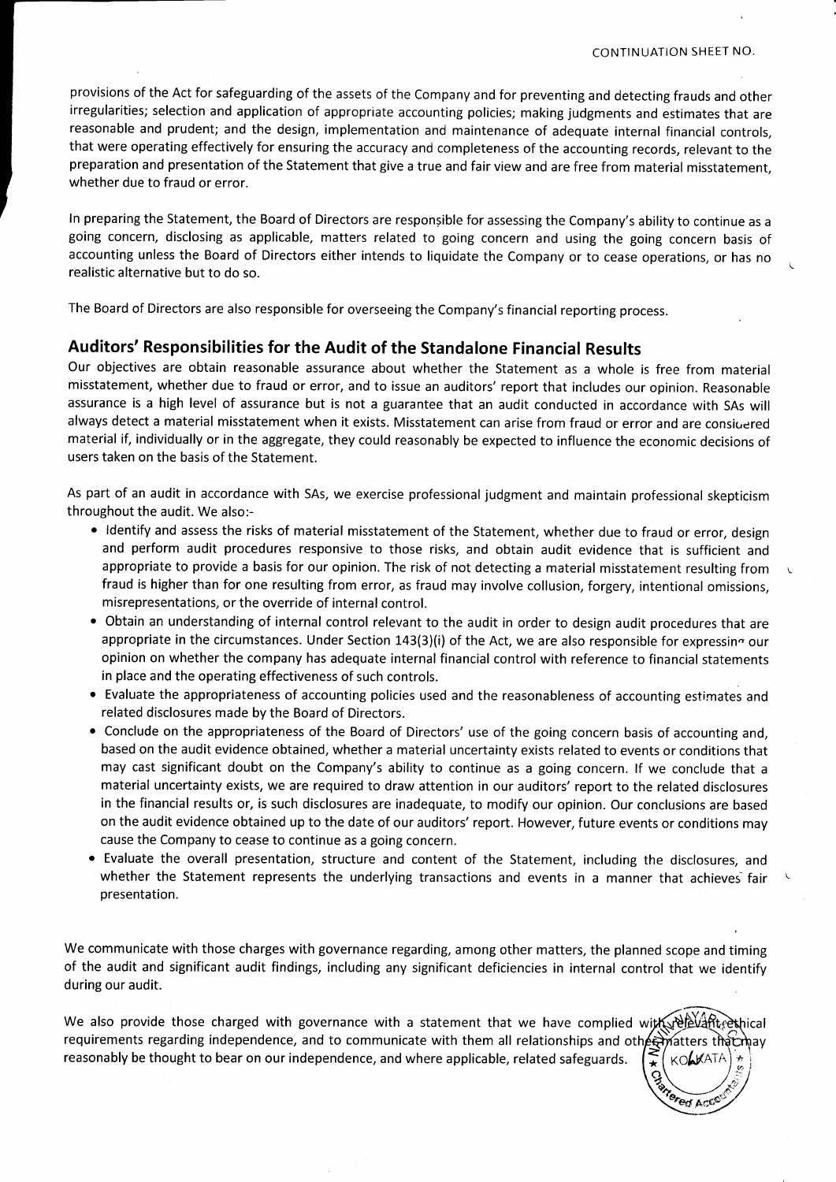provisions of the Act for safeguarding of the assets of the Company and for preventing and detecting frauds and other irregularities; selection and application of appropriate accounting policies; making judgments and estimates that are reasonable and prudent; and the design, implementation and maintenance of adequate internal financial controls, that were operating effectively for ensuring the accuracy and completeness of the accounting records, relevant to the preparation and presentation of the Statement that give a true and fair view and are free from material misstatement, whether due to fraud or error.

In preparing the Statement, the Board of Directors are responsible for assessing the Company's ability to continue as a going concern, disclosing as applicable, matters related to going concern and using the going concern basis of accounting unless the Board of Directors either intends to liquidate the Company or to cease operations, or has no realistic alternative but to do so.

The Board of Directors are also responsible for overseeing the Company's financial reporting process.

## Auditors' Responsibilities for the Audit of the Standalone Financial Results

Our objectives are obtain reasonable assurance about whether the Statement as a whole is free from material misstatement, whether due to fraud or error, and to issue an auditors' report that includes our opinion. Reasonable assurance is a high level of assurance but is not a guarantee that an audit conducted in accordance with SAs will always detect a material misstatement when it exists. Misstatement can arise from fraud or error and are considered material if, individually or in the aggregate, they could reasonably be expected to influence the economic decisions of users taken on the basis of the Statement.

As part of an audit in accordance with SAs, we exercise professional judgment and maintain professional skepticism throughout the audit. We also:-

- Identify and assess the risks of material misstatement of the Statement, whether due to fraud or error, design and perform audit procedures responsive to those risks, and obtain audit evidence that is sufficient and appropriate to provide a basis for our opinion. The risk of not detecting a material misstatement resulting from fraud is higher than for one resulting from error, as fraud may involve collusion, forgery, intentional omissions, misrepresentations, or the override of internal control.
- Obtain an understanding of internal control relevant to the audit in order to design audit procedures that are appropriate in the circumstances. Under Section 143(3)(i) of the Act, we are also responsible for expressing our opinion on whether the company has adequate internal financial control with reference to financial statements in place and the operating effectiveness of such controls.
- Evaluate the appropriateness of accounting policies used and the reasonableness of accounting estimates and related disclosures made by the Board of Directors.
- Conclude on the appropriateness of the Board of Directors' use of the going concern basis of accounting and, based on the audit evidence obtained, whether a material uncertainty exists related to events or conditions that may cast significant doubt on the Company's ability to continue as a going concern. If we conclude that a material uncertainty exists, we are required to draw attention in our auditors' report to the related disclosures in the financial results or, is such disclosures are inadequate, to modify our opinion. Our conclusions are based on the audit evidence obtained up to the date of our auditors' report. However, future events or conditions may cause the Company to cease to continue as a going concern.
- Evaluate the overall presentation, structure and content of the Statement, including the disclosures, and whether the Statement represents the underlying transactions and events in a manner that achieves fair presentation.

We communicate with those charges with governance regarding, among other matters, the planned scope and timing of the audit and significant audit findings, including any significant deficiencies in internal control that we identify during our audit.

We also provide those charged with governance with a statement that we have complied with relevant ethical requirements regarding independence, and to communicate with them all relationships and other matters that may reasonably be thought to bear on our independence, and where applicable, related safeguards.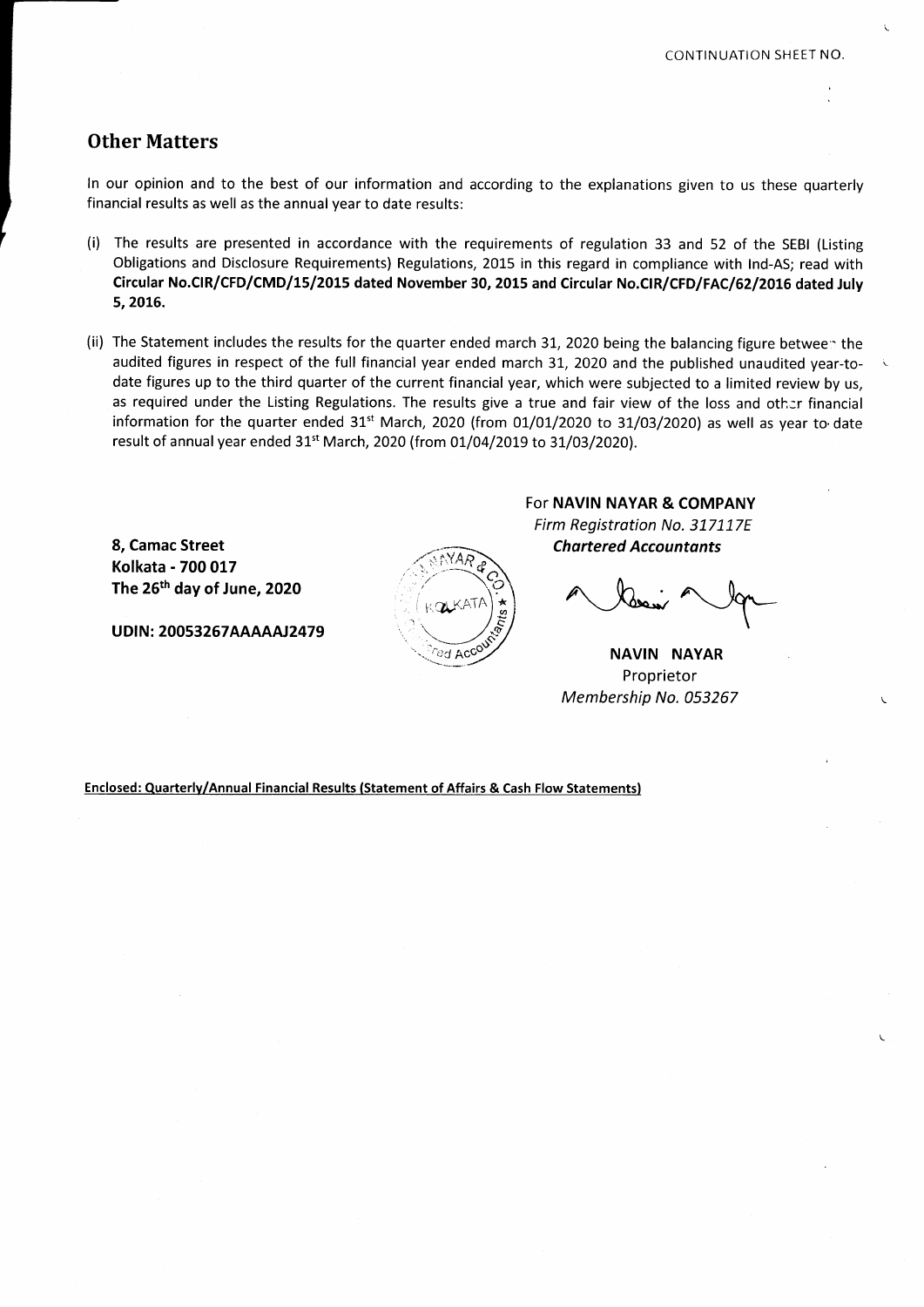CONTINUATION SHEET NO.

## Other Matters

In our opinion and to the best of our information and according to the explanations given to us these quarterly financial results as well as the annual year to date results:

(i) The results are presented in accordance with the requirements of regulation 33 and 52 of the SEBI (Listing Obligations and Disclosure Requirements) Regulations, 2015 in this regard in compliance with Ind-AS; read with **Circular No.CIR/CFD/CMD/15/2015 dated November 30, 2015 and Circular No.CIR/CFD/FAC/62/2016 dated July 5, 2016.**

(ii) The Statement includes the results for the quarter ended march 31, 2020 being the balancing figure between the audited figures in respect of the full financial year ended march 31, 2020 and the published unaudited year-to-date figures up to the third quarter of the current financial year, which were subjected to a limited review by us, as required under the Listing Regulations. The results give a true and fair view of the loss and other financial information for the quarter ended 31st March, 2020 (from 01/01/2020 to 31/03/2020) as well as year to date result of annual year ended 31st March, 2020 (from 01/04/2019 to 31/03/2020).

For **NAVIN NAYAR & COMPANY**
*Firm Registration No. 317117E*
***Chartered Accountants***

**8, Camac Street**
**Kolkata - 700 017**
**The 26th day of June, 2020**

**UDIN: 20053267AAAAAJ2479**

**NAVIN NAYAR**
Proprietor
*Membership No. 053267*

**Enclosed: Quarterly/Annual Financial Results (Statement of Affairs & Cash Flow Statements)**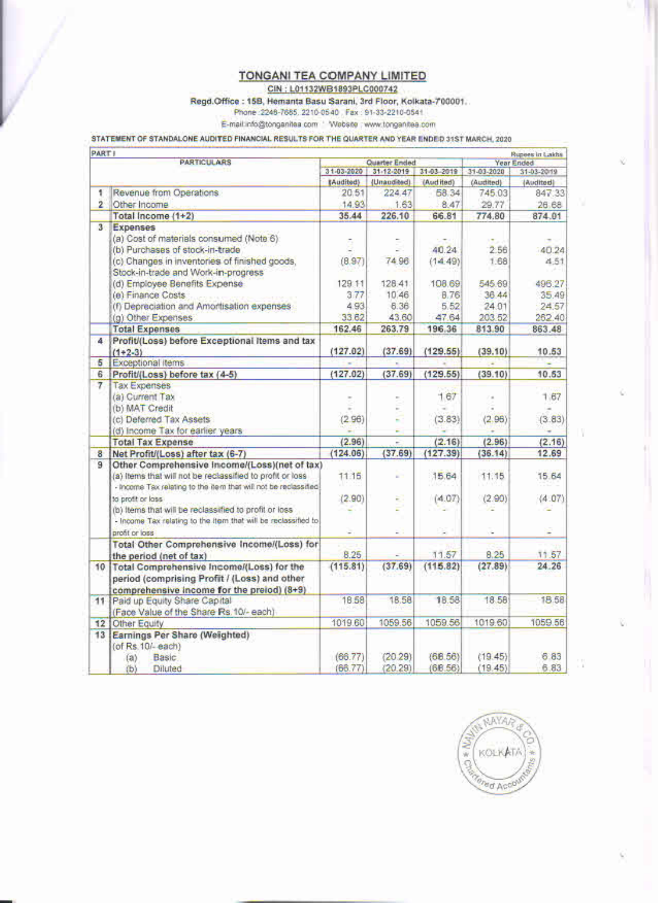# TONGANI TEA COMPANY LIMITED

CIN : L01132WB1893PLC000742

Regd.Office : 15B, Hemanta Basu Sarani, 3rd Floor, Kolkata-700001.

Phone :2248-7685, 2210-0540 . Fax : 91-33-2210-0541

E-mail:info@tonganitea.com : Website : www.tonganitea.com

STATEMENT OF STANDALONE AUDITED FINANCIAL RESULTS FOR THE QUARTER AND YEAR ENDED 31ST MARCH, 2020

PART I — Rupees in Lakhs

| | PARTICULARS | Quarter Ended | | | Year Ended | |
|---|---|---|---|---|---|---|
| | | 31-03-2020 | 31-12-2019 | 31-03-2019 | 31-03-2020 | 31-03-2019 |
| | | (Audited) | (Unaudited) | (Audited) | (Audited) | (Audited) |
| 1 | Revenue from Operations | 20.51 | 224.47 | 58.34 | 745.03 | 847.33 |
| 2 | Other Income | 14.93 | 1.63 | 8.47 | 29.77 | 26.68 |
| | **Total Income (1+2)** | **35.44** | **226.10** | **66.81** | **774.80** | **874.01** |
| 3 | **Expenses** | | | | | |
| | (a) Cost of materials consumed (Note 6) | - | - | - | - | - |
| | (b) Purchases of stock-in-trade | - | - | 40.24 | 2.56 | 40.24 |
| | (c) Changes in inventories of finished goods, Stock-in-trade and Work-in-progress | (8.97) | 74.96 | (14.49) | 1.68 | 4.51 |
| | (d) Employee Benefits Expense | 129.11 | 128.41 | 108.69 | 545.69 | 496.27 |
| | (e) Finance Costs | 3.77 | 10.46 | 8.76 | 36.44 | 35.49 |
| | (f) Depreciation and Amortisation expenses | 4.93 | 6.36 | 5.52 | 24.01 | 24.57 |
| | (g) Other Expenses | 33.62 | 43.60 | 47.64 | 203.52 | 262.40 |
| | **Total Expenses** | **162.46** | **263.79** | **196.36** | **813.90** | **863.48** |
| 4 | **Profit/(Loss) before Exceptional Items and tax (1+2-3)** | **(127.02)** | **(37.69)** | **(129.55)** | **(39.10)** | **10.53** |
| 5 | Exceptional items | - | - | - | - | - |
| 6 | **Profit/(Loss) before tax (4-5)** | **(127.02)** | **(37.69)** | **(129.55)** | **(39.10)** | **10.53** |
| 7 | Tax Expenses | | | | | |
| | (a) Current Tax | - | - | 1.67 | - | 1.67 |
| | (b) MAT Credit | - | - | - | - | - |
| | (c) Deferred Tax Assets | (2.96) | - | (3.83) | (2.96) | (3.83) |
| | (d) Income Tax for earlier years | - | - | - | - | - |
| | **Total Tax Expense** | **(2.96)** | **-** | **(2.16)** | **(2.96)** | **(2.16)** |
| 8 | **Net Profit/(Loss) after tax (6-7)** | **(124.06)** | **(37.69)** | **(127.39)** | **(36.14)** | **12.69** |
| 9 | **Other Comprehensive Income/(Loss)(net of tax)** | | | | | |
| | (a) Items that will not be reclassified to profit or loss | 11.15 | - | 15.64 | 11.15 | 15.64 |
| | - Income Tax relating to the item that will not be reclassified to profit or loss | (2.90) | - | (4.07) | (2.90) | (4.07) |
| | (b) Items that will be reclassified to profit or loss | - | - | - | - | - |
| | - Income Tax relating to the item that will be reclassified to profit or loss | - | - | - | - | - |
| | **Total Other Comprehensive Income/(Loss) for the period (net of tax)** | 8.25 | - | 11.57 | 8.25 | 11.57 |
| 10 | **Total Comprehensive Income/(Loss) for the period (comprising Profit / (Loss) and other comprehensive income for the preiod) (8+9)** | (115.81) | (37.69) | (115.82) | (27.89) | 24.26 |
| 11 | Paid up Equity Share Capital (Face Value of the Share Rs.10/- each) | 18.58 | 18.58 | 18.58 | 18.58 | 18.58 |
| 12 | Other Equity | 1019.60 | 1059.56 | 1059.56 | 1019.60 | 1059.56 |
| 13 | **Earnings Per Share (Weighted)** (of Rs.10/- each) | | | | | |
| | (a) Basic | (66.77) | (20.29) | (68.56) | (19.45) | 6.83 |
| | (b) Diluted | (66.77) | (20.29) | (68.56) | (19.45) | 6.83 |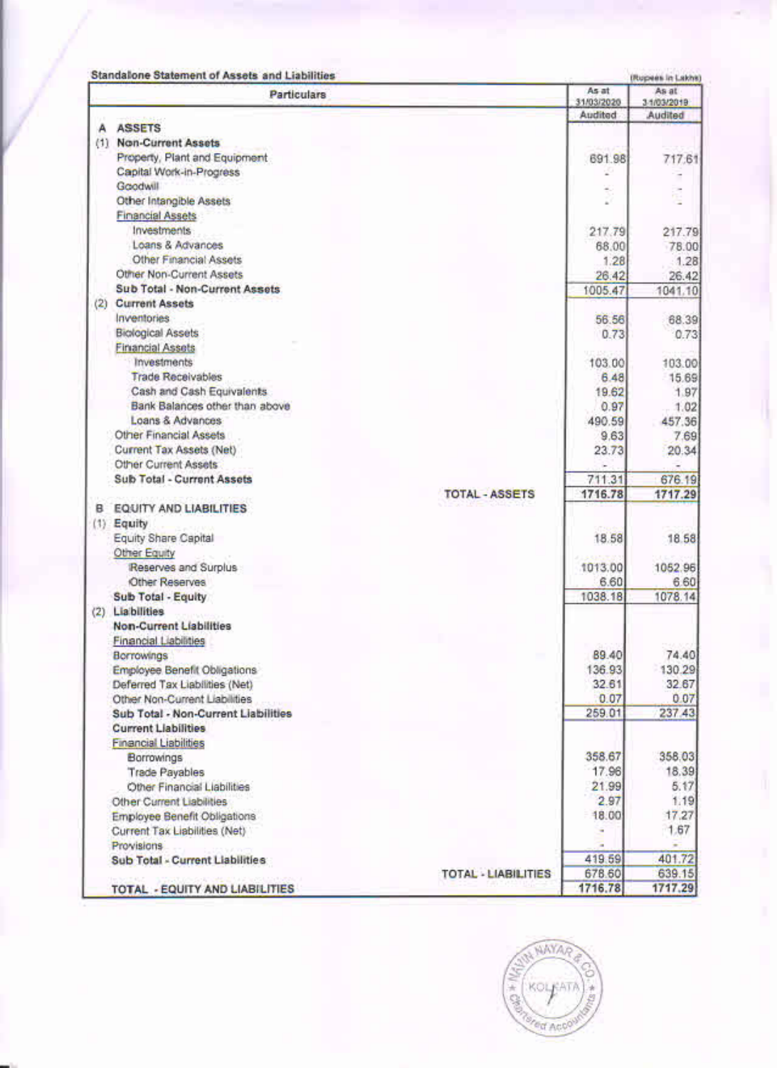**Standalone Statement of Assets and Liabilities**

(Rupees in Lakhs)

| Particulars | As at 31/03/2020 | As at 31/03/2019 |
|---|---|---|
| | Audited | Audited |
| **A ASSETS** | | |
| **(1) Non-Current Assets** | | |
| Property, Plant and Equipment | 691.98 | 717.61 |
| Capital Work-in-Progress | - | - |
| Goodwill | - | - |
| Other Intangible Assets | - | - |
| Financial Assets | | |
| Investments | 217.79 | 217.79 |
| Loans & Advances | 68.00 | 78.00 |
| Other Financial Assets | 1.28 | 1.28 |
| Other Non-Current Assets | 26.42 | 26.42 |
| **Sub Total - Non-Current Assets** | 1005.47 | 1041.10 |
| **(2) Current Assets** | | |
| Inventories | 56.56 | 68.39 |
| Biological Assets | 0.73 | 0.73 |
| Financial Assets | | |
| Investments | 103.00 | 103.00 |
| Trade Receivables | 6.48 | 15.69 |
| Cash and Cash Equivalents | 19.62 | 1.97 |
| Bank Balances other than above | 0.97 | 1.02 |
| Loans & Advances | 490.59 | 457.36 |
| Other Financial Assets | 9.63 | 7.69 |
| Current Tax Assets (Net) | 23.73 | 20.34 |
| Other Current Assets | - | - |
| **Sub Total - Current Assets** | 711.31 | 676.19 |
| **TOTAL - ASSETS** | 1716.78 | 1717.29 |
| **B EQUITY AND LIABILITIES** | | |
| **(1) Equity** | | |
| Equity Share Capital | 18.58 | 18.58 |
| Other Equity | | |
| Reserves and Surplus | 1013.00 | 1052.96 |
| Other Reserves | 6.60 | 6.60 |
| **Sub Total - Equity** | 1038.18 | 1078.14 |
| **(2) Liabilities** | | |
| **Non-Current Liabilities** | | |
| Financial Liabilities | | |
| Borrowings | 89.40 | 74.40 |
| Employee Benefit Obligations | 136.93 | 130.29 |
| Deferred Tax Liabilities (Net) | 32.61 | 32.67 |
| Other Non-Current Liabilities | 0.07 | 0.07 |
| **Sub Total - Non-Current Liabilities** | 259.01 | 237.43 |
| **Current Liabilities** | | |
| Financial Liabilities | | |
| Borrowings | 358.67 | 358.03 |
| Trade Payables | 17.96 | 18.39 |
| Other Financial Liabilities | 21.99 | 5.17 |
| Other Current Liabilities | 2.97 | 1.19 |
| Employee Benefit Obligations | 18.00 | 17.27 |
| Current Tax Liabilities (Net) | - | 1.67 |
| Provisions | - | - |
| **Sub Total - Current Liabilities** | 419.59 | 401.72 |
| **TOTAL - LIABILITIES** | 678.60 | 639.15 |
| **TOTAL - EQUITY AND LIABILITIES** | 1716.78 | 1717.29 |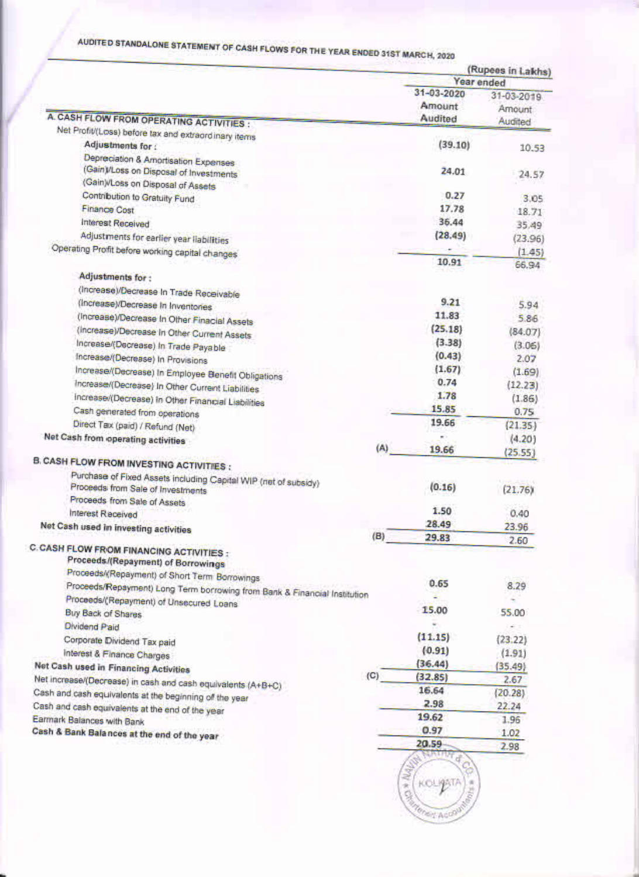# AUDITED STANDALONE STATEMENT OF CASH FLOWS FOR THE YEAR ENDED 31ST MARCH, 2020

(Rupees in Lakhs)

| | | Year ended 31-03-2020 Amount Audited | Year ended 31-03-2019 Amount Audited |
|---|---|---|---|
| **A. CASH FLOW FROM OPERATING ACTIVITIES :** | | | |
| Net Profit/(Loss) before tax and extraordinary items | | (39.10) | 10.53 |
| **Adjustments for :** | | | |
| Depreciation & Amortisation Expenses | | 24.01 | 24.57 |
| (Gain)/Loss on Disposal of Investments | | | |
| (Gain)/Loss on Disposal of Assets | | 0.27 | 3.05 |
| Contribution to Gratuity Fund | | 17.78 | 18.71 |
| Finance Cost | | 36.44 | 35.49 |
| Interest Received | | (28.49) | (23.96) |
| Adjustments for earlier year liabilities | | - | (1.45) |
| Operating Profit before working capital changes | | 10.91 | 66.94 |
| **Adjustments for :** | | | |
| (Increase)/Decrease In Trade Receivable | | 9.21 | 5.94 |
| (Increase)/Decrease In Inventories | | 11.83 | 5.86 |
| (Increase)/Decrease In Other Finacial Assets | | (25.18) | (84.07) |
| (Increase)/Decrease In Other Current Assets | | (3.38) | (3.06) |
| Increase/(Decrease) In Trade Payable | | (0.43) | 2.07 |
| Increase/(Decrease) In Provisions | | (1.67) | (1.69) |
| Increase/(Decrease) In Employee Benefit Obligations | | 0.74 | (12.23) |
| Increase/(Decrease) In Other Current Liabilities | | 1.78 | (1.86) |
| Increase/(Decrease) In Other Financial Liabilities | | 15.85 | 0.75 |
| Cash generated from operations | | 19.66 | (21.35) |
| Direct Tax (paid) / Refund (Net) | | - | (4.20) |
| **Net Cash from operating activities** | (A) | 19.66 | (25.55) |
| **B. CASH FLOW FROM INVESTING ACTIVITIES :** | | | |
| Purchase of Fixed Assets including Capital WIP (net of subsidy) | | (0.16) | (21.76) |
| Proceeds from Sale of Investments | | | |
| Proceeds from Sale of Assets | | 1.50 | 0.40 |
| Interest Received | | 28.49 | 23.96 |
| **Net Cash used in investing activities** | (B) | 29.83 | 2.60 |
| **C. CASH FLOW FROM FINANCING ACTIVITIES :** | | | |
| **Proceeds/(Repayment) of Borrowings** | | | |
| Proceeds/(Repayment) of Short Term Borrowings | | 0.65 | 8.29 |
| Proceeds/Repayment) Long Term borrowing from Bank & Financial Institution | | - | - |
| Proceeds/(Repayment) of Unsecured Loans | | 15.00 | 55.00 |
| Buy Back of Shares | | - | - |
| Dividend Paid | | (11.15) | (23.22) |
| Corporate Dividend Tax paid | | (0.91) | (1.91) |
| Interest & Finance Charges | | (36.44) | (35.49) |
| **Net Cash used in Financing Activities** | (C) | (32.85) | 2.67 |
| Net increase/(Decrease) in cash and cash equivalents (A+B+C) | | 16.64 | (20.28) |
| Cash and cash equivalents at the beginning of the year | | 2.98 | 22.24 |
| Cash and cash equivalents at the end of the year | | 19.62 | 1.96 |
| Earmark Balances with Bank | | 0.97 | 1.02 |
| **Cash & Bank Balances at the end of the year** | | 20.59 | 2.98 |

NAVIN NATHANI & CO. KOLKATA Chartered Accountants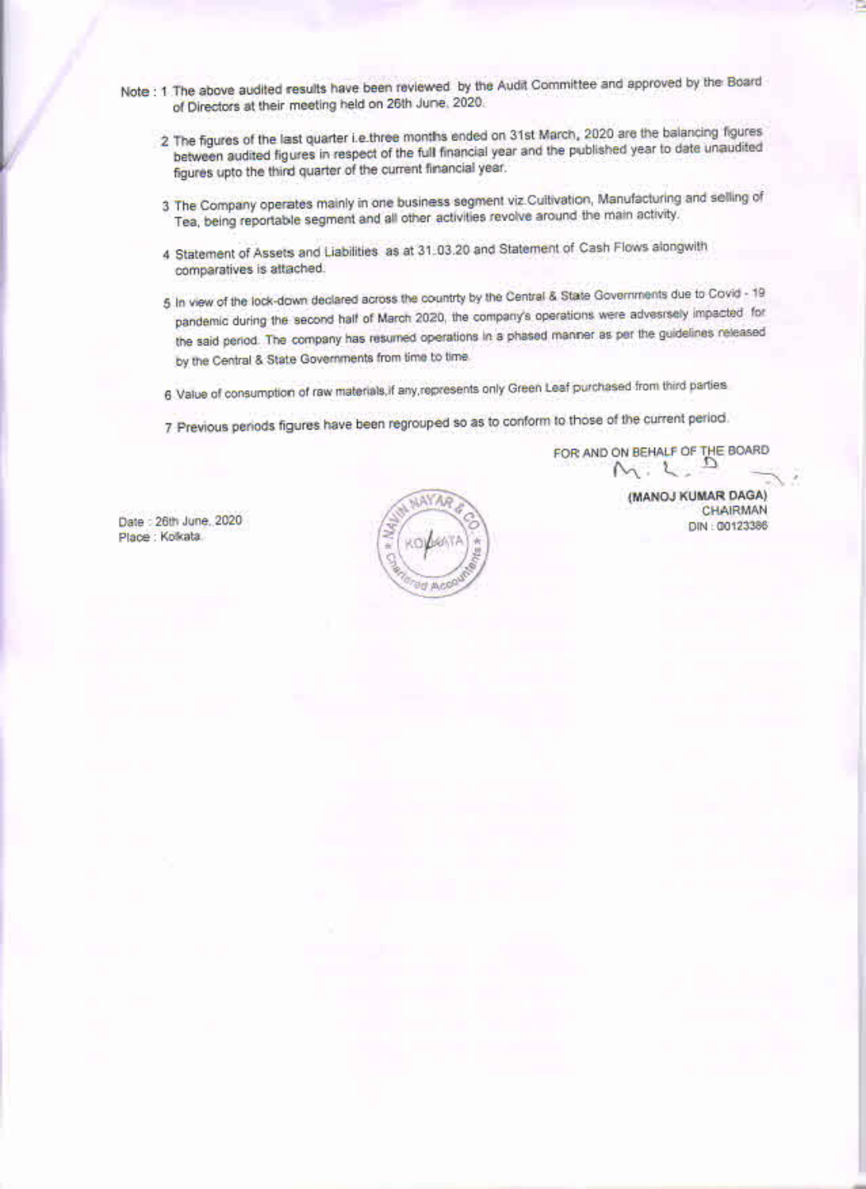Note : 1 The above audited results have been reviewed by the Audit Committee and approved by the Board of Directors at their meeting held on 26th June, 2020.

2 The figures of the last quarter i.e.three months ended on 31st March, 2020 are the balancing figures between audited figures in respect of the full financial year and the published year to date unaudited figures upto the third quarter of the current financial year.

3 The Company operates mainly in one business segment viz.Cultivation, Manufacturing and selling of Tea, being reportable segment and all other activities revolve around the main activity.

4 Statement of Assets and Liabilities as at 31.03.20 and Statement of Cash Flows alongwith comparatives is attached.

5 In view of the lock-down declared across the countrty by the Central & State Governments due to Covid - 19 pandemic during the second half of March 2020, the company's operations were advesrsely impacted for the said period. The company has resumed operations in a phased manner as per the guidelines released by the Central & State Governments from time to time.

6 Value of consumption of raw materials,if any,represents only Green Leaf purchased from third parties.

7 Previous periods figures have been regrouped so as to conform to those of the current period.

FOR AND ON BEHALF OF THE BOARD

(MANOJ KUMAR DAGA)
CHAIRMAN
DIN : 00123386

Date : 26th June, 2020
Place : Kolkata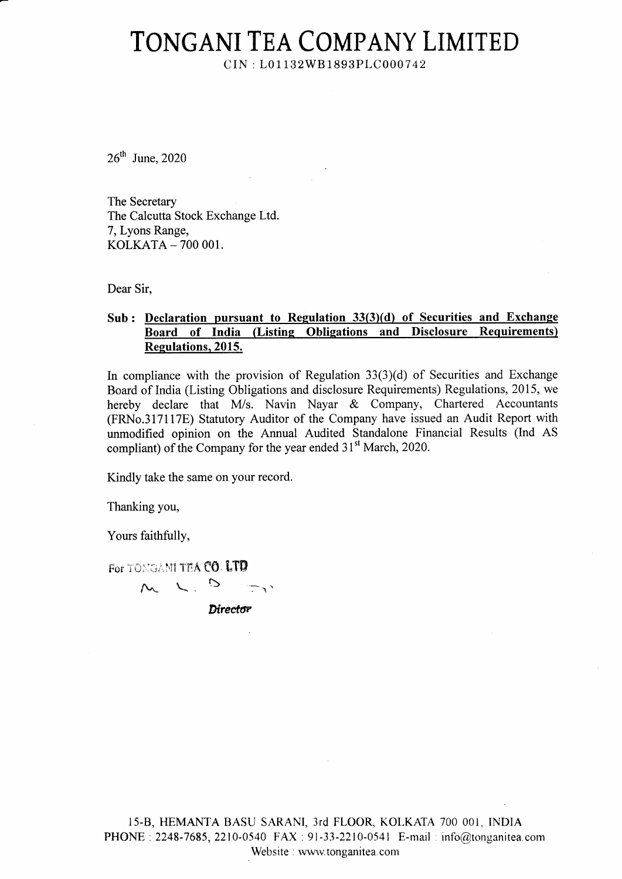# TONGANI TEA COMPANY LIMITED

CIN : L01132WB1893PLC000742

26th June, 2020

The Secretary
The Calcutta Stock Exchange Ltd.
7, Lyons Range,
KOLKATA – 700 001.

Dear Sir,

**Sub : Declaration pursuant to Regulation 33(3)(d) of Securities and Exchange Board of India (Listing Obligations and Disclosure Requirements) Regulations, 2015.**

In compliance with the provision of Regulation 33(3)(d) of Securities and Exchange Board of India (Listing Obligations and disclosure Requirements) Regulations, 2015, we hereby declare that M/s. Navin Nayar & Company, Chartered Accountants (FRNo.317117E) Statutory Auditor of the Company have issued an Audit Report with unmodified opinion on the Annual Audited Standalone Financial Results (Ind AS compliant) of the Company for the year ended 31st March, 2020.

Kindly take the same on your record.

Thanking you,

Yours faithfully,

For TONGANI TEA CO. LTD

*Director*

15-B, HEMANTA BASU SARANI, 3rd FLOOR, KOLKATA 700 001, INDIA
PHONE : 2248-7685, 2210-0540 FAX : 91-33-2210-0541 E-mail : info@tonganitea.com
Website : www.tonganitea.com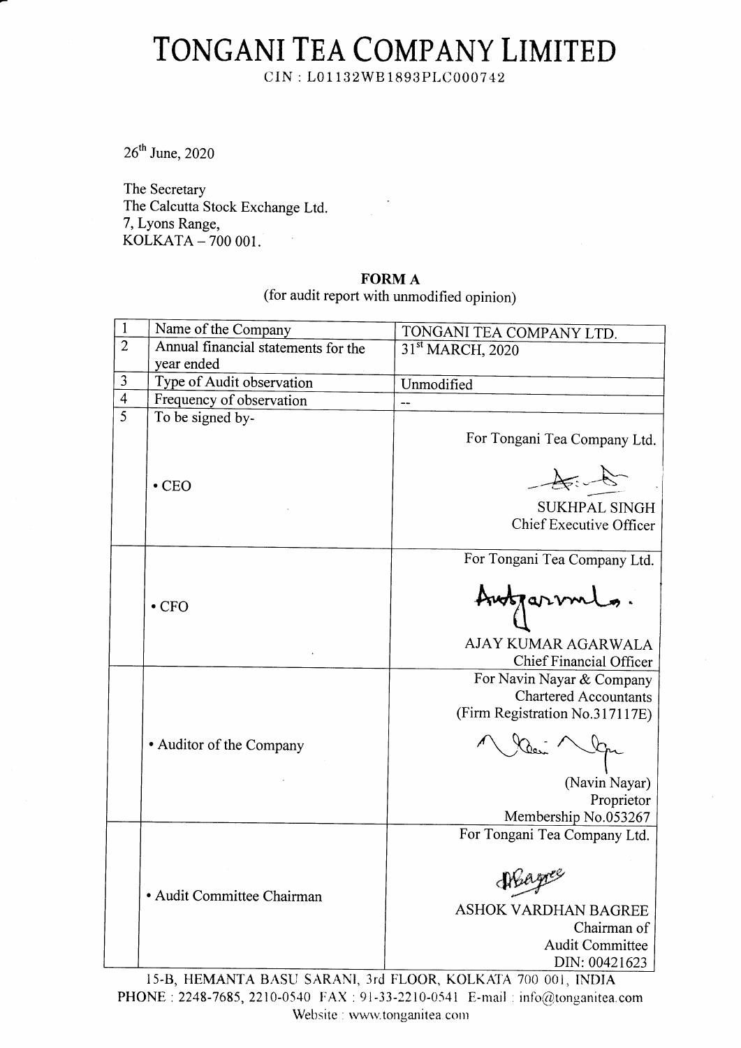# TONGANI TEA COMPANY LIMITED

CIN : L01132WB1893PLC000742

26th June, 2020

The Secretary
The Calcutta Stock Exchange Ltd.
7, Lyons Range,
KOLKATA – 700 001.

**FORM A**
(for audit report with unmodified opinion)

| | | |
|---|---|---|
| 1 | Name of the Company | TONGANI TEA COMPANY LTD. |
| 2 | Annual financial statements for the year ended | 31st MARCH, 2020 |
| 3 | Type of Audit observation | Unmodified |
| 4 | Frequency of observation | -- |
| 5 | To be signed by- | |
| | • CEO | For Tongani Tea Company Ltd.<br>SUKHPAL SINGH<br>Chief Executive Officer |
| | • CFO | For Tongani Tea Company Ltd.<br>AJAY KUMAR AGARWALA<br>Chief Financial Officer |
| | • Auditor of the Company | For Navin Nayar & Company<br>Chartered Accountants<br>(Firm Registration No.317117E)<br>(Navin Nayar)<br>Proprietor<br>Membership No.053267 |
| | • Audit Committee Chairman | For Tongani Tea Company Ltd.<br>ASHOK VARDHAN BAGREE<br>Chairman of Audit Committee<br>DIN: 00421623 |

15-B, HEMANTA BASU SARANI, 3rd FLOOR, KOLKATA 700 001, INDIA
PHONE : 2248-7685, 2210-0540 FAX : 91-33-2210-0541 E-mail : info@tonganitea.com
Website : www.tonganitea.com